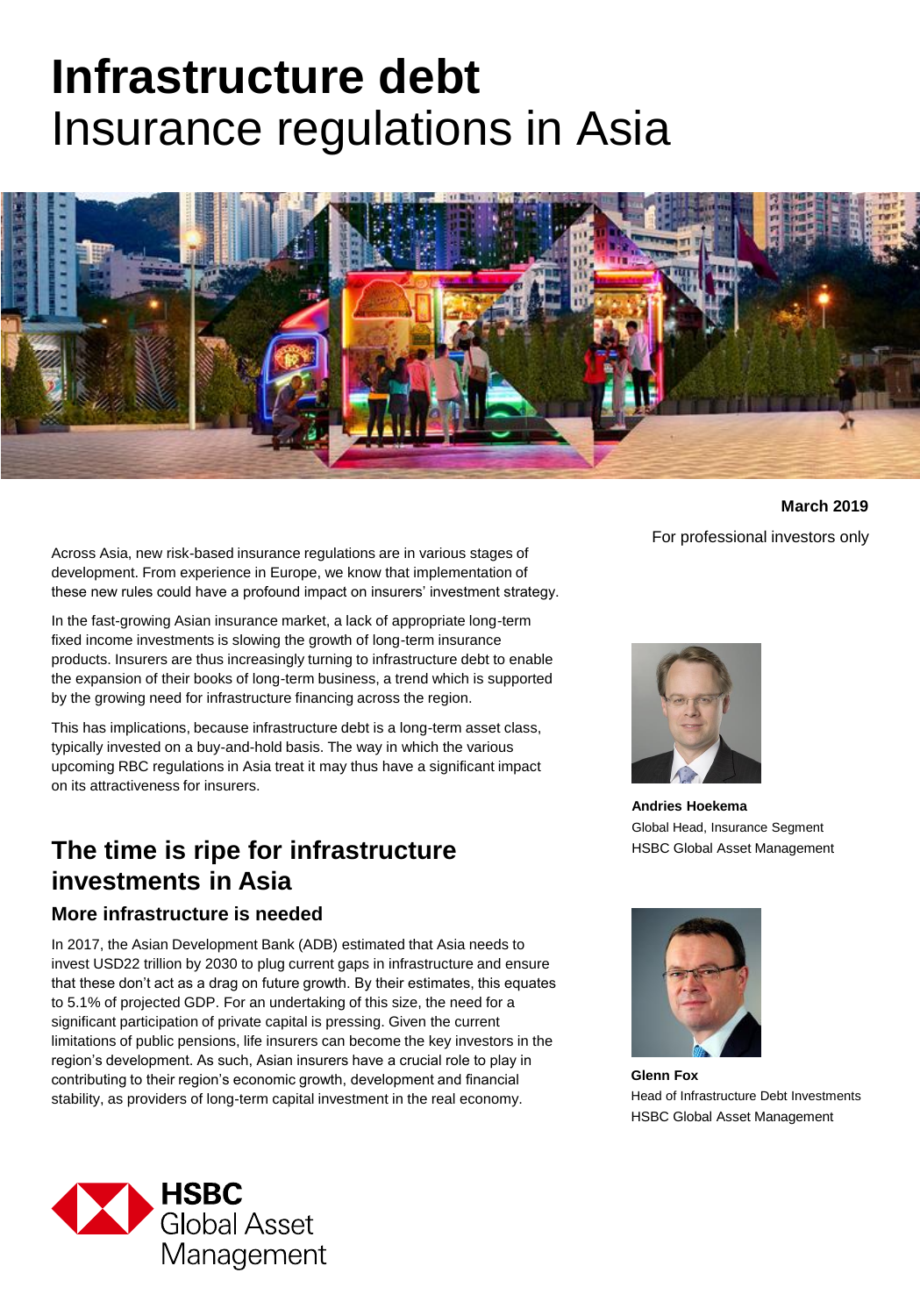# Infrastructure debt
Insurance regulations in Asia

**March 2019**

For professional investors only

Across Asia, new risk-based insurance regulations are in various stages of development. From experience in Europe, we know that implementation of these new rules could have a profound impact on insurers' investment strategy.

In the fast-growing Asian insurance market, a lack of appropriate long-term fixed income investments is slowing the growth of long-term insurance products. Insurers are thus increasingly turning to infrastructure debt to enable the expansion of their books of long-term business, a trend which is supported by the growing need for infrastructure financing across the region.

This has implications, because infrastructure debt is a long-term asset class, typically invested on a buy-and-hold basis. The way in which the various upcoming RBC regulations in Asia treat it may thus have a significant impact on its attractiveness for insurers.

**Andries Hoekema**
Global Head, Insurance Segment
HSBC Global Asset Management

**Glenn Fox**
Head of Infrastructure Debt Investments
HSBC Global Asset Management

## The time is ripe for infrastructure investments in Asia

### More infrastructure is needed

In 2017, the Asian Development Bank (ADB) estimated that Asia needs to invest USD22 trillion by 2030 to plug current gaps in infrastructure and ensure that these don't act as a drag on future growth. By their estimates, this equates to 5.1% of projected GDP. For an undertaking of this size, the need for a significant participation of private capital is pressing. Given the current limitations of public pensions, life insurers can become the key investors in the region's development. As such, Asian insurers have a crucial role to play in contributing to their region's economic growth, development and financial stability, as providers of long-term capital investment in the real economy.

HSBC Global Asset Management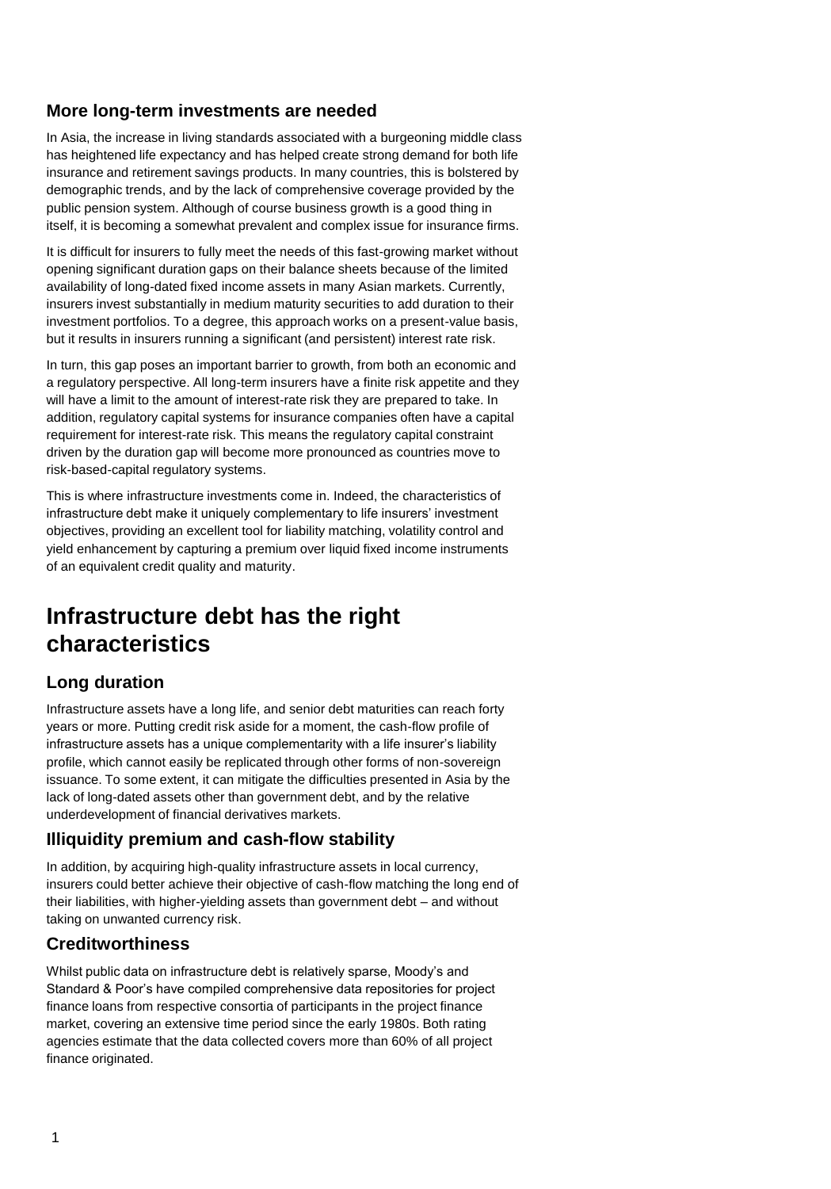### More long-term investments are needed

In Asia, the increase in living standards associated with a burgeoning middle class has heightened life expectancy and has helped create strong demand for both life insurance and retirement savings products. In many countries, this is bolstered by demographic trends, and by the lack of comprehensive coverage provided by the public pension system. Although of course business growth is a good thing in itself, it is becoming a somewhat prevalent and complex issue for insurance firms.

It is difficult for insurers to fully meet the needs of this fast-growing market without opening significant duration gaps on their balance sheets because of the limited availability of long-dated fixed income assets in many Asian markets. Currently, insurers invest substantially in medium maturity securities to add duration to their investment portfolios. To a degree, this approach works on a present-value basis, but it results in insurers running a significant (and persistent) interest rate risk.

In turn, this gap poses an important barrier to growth, from both an economic and a regulatory perspective. All long-term insurers have a finite risk appetite and they will have a limit to the amount of interest-rate risk they are prepared to take. In addition, regulatory capital systems for insurance companies often have a capital requirement for interest-rate risk. This means the regulatory capital constraint driven by the duration gap will become more pronounced as countries move to risk-based-capital regulatory systems.

This is where infrastructure investments come in. Indeed, the characteristics of infrastructure debt make it uniquely complementary to life insurers' investment objectives, providing an excellent tool for liability matching, volatility control and yield enhancement by capturing a premium over liquid fixed income instruments of an equivalent credit quality and maturity.

## Infrastructure debt has the right characteristics

### Long duration

Infrastructure assets have a long life, and senior debt maturities can reach forty years or more. Putting credit risk aside for a moment, the cash-flow profile of infrastructure assets has a unique complementarity with a life insurer's liability profile, which cannot easily be replicated through other forms of non-sovereign issuance. To some extent, it can mitigate the difficulties presented in Asia by the lack of long-dated assets other than government debt, and by the relative underdevelopment of financial derivatives markets.

### Illiquidity premium and cash-flow stability

In addition, by acquiring high-quality infrastructure assets in local currency, insurers could better achieve their objective of cash-flow matching the long end of their liabilities, with higher-yielding assets than government debt – and without taking on unwanted currency risk.

### Creditworthiness

Whilst public data on infrastructure debt is relatively sparse, Moody's and Standard & Poor's have compiled comprehensive data repositories for project finance loans from respective consortia of participants in the project finance market, covering an extensive time period since the early 1980s. Both rating agencies estimate that the data collected covers more than 60% of all project finance originated.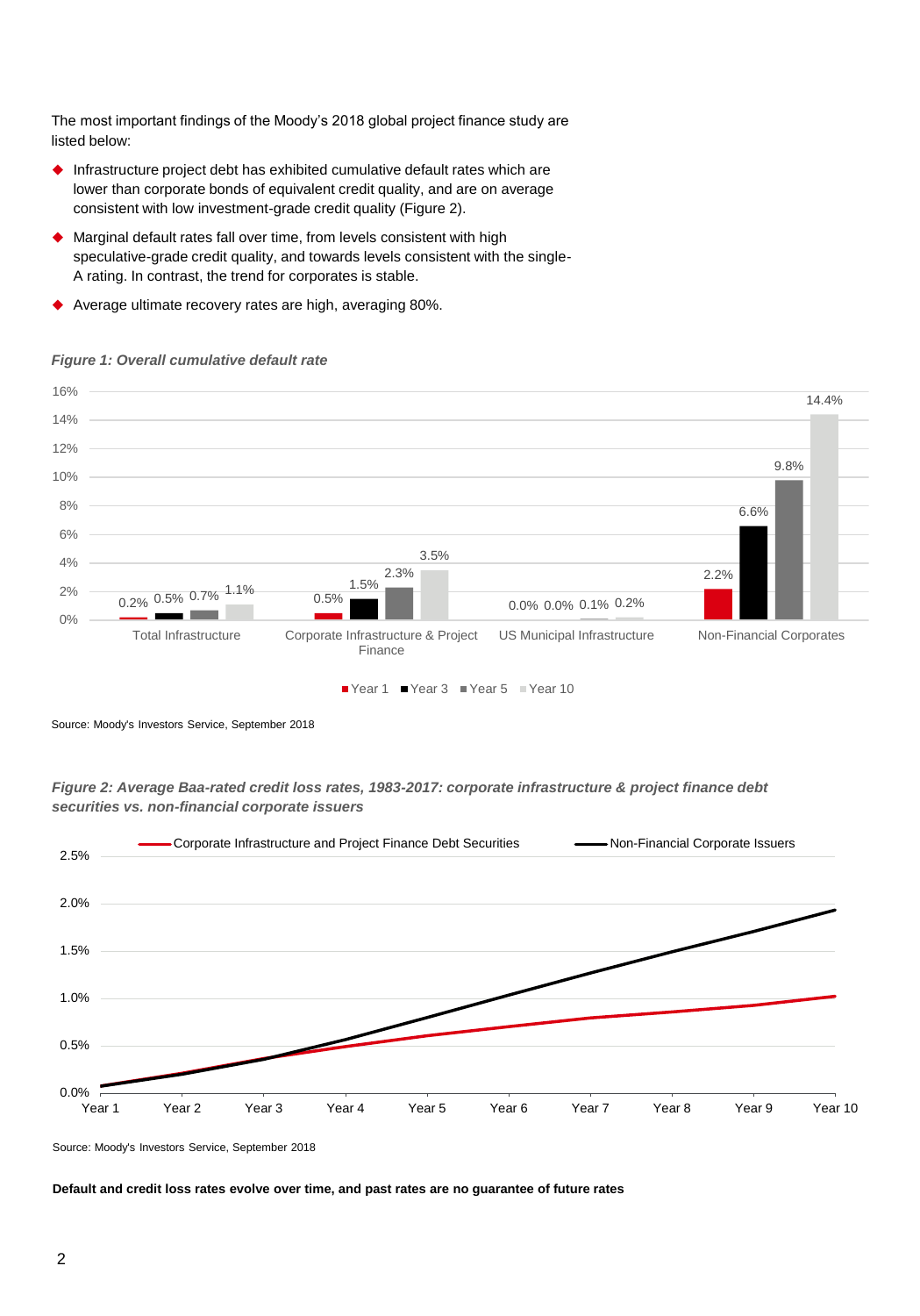The most important findings of the Moody's 2018 global project finance study are listed below:

- Infrastructure project debt has exhibited cumulative default rates which are lower than corporate bonds of equivalent credit quality, and are on average consistent with low investment-grade credit quality (Figure 2).
- Marginal default rates fall over time, from levels consistent with high speculative-grade credit quality, and towards levels consistent with the single-A rating. In contrast, the trend for corporates is stable.
- Average ultimate recovery rates are high, averaging 80%.

*Figure 1: Overall cumulative default rate*

| | Year 1 | Year 3 | Year 5 | Year 10 |
|---|---|---|---|---|
| Total Infrastructure | 0.2% | 0.5% | 0.7% | 1.1% |
| Corporate Infrastructure & Project Finance | 0.5% | 1.5% | 2.3% | 3.5% |
| US Municipal Infrastructure | 0.0% | 0.0% | 0.1% | 0.2% |
| Non-Financial Corporates | 2.2% | 6.6% | 9.8% | 14.4% |

Source: Moody's Investors Service, September 2018

*Figure 2: Average Baa-rated credit loss rates, 1983-2017: corporate infrastructure & project finance debt securities vs. non-financial corporate issuers*

Legend: Corporate Infrastructure and Project Finance Debt Securities; Non-Financial Corporate Issuers

Source: Moody's Investors Service, September 2018

**Default and credit loss rates evolve over time, and past rates are no guarantee of future rates**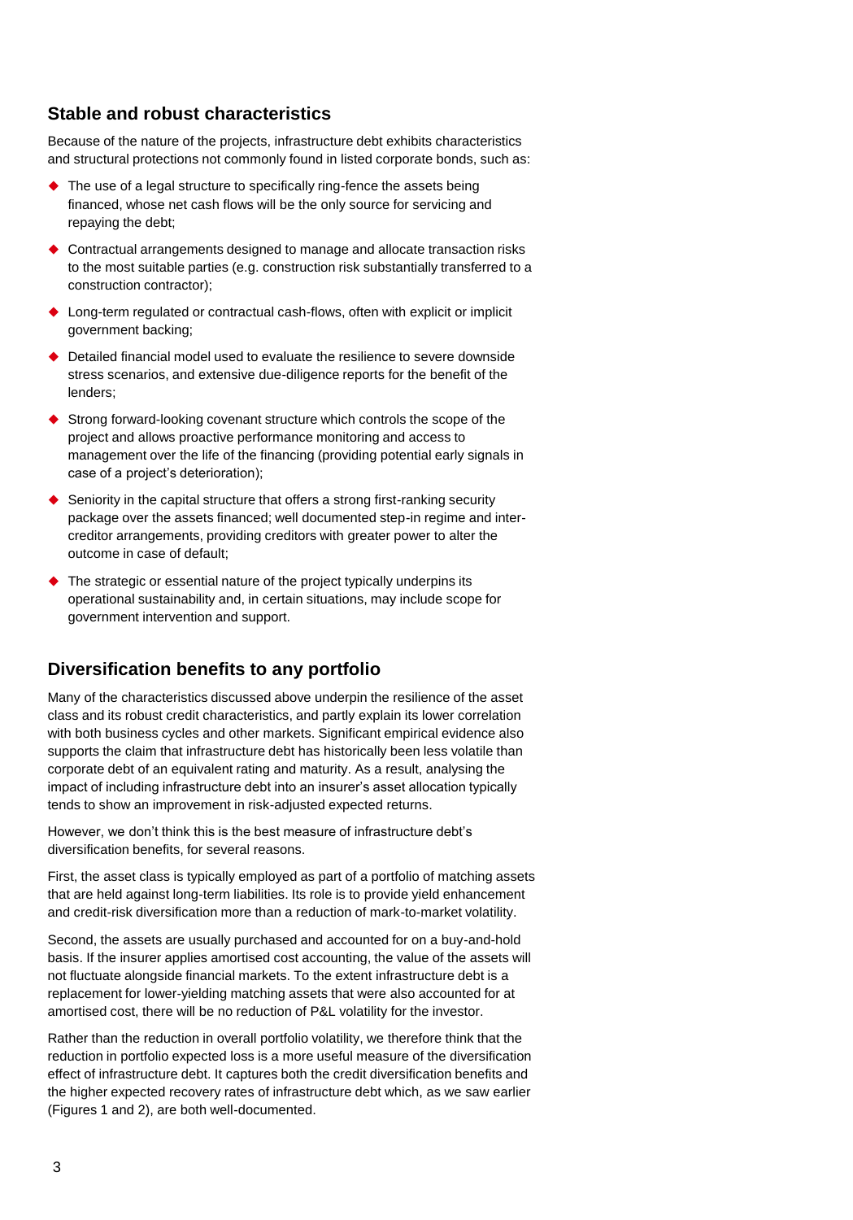## Stable and robust characteristics

Because of the nature of the projects, infrastructure debt exhibits characteristics and structural protections not commonly found in listed corporate bonds, such as:

- The use of a legal structure to specifically ring-fence the assets being financed, whose net cash flows will be the only source for servicing and repaying the debt;
- Contractual arrangements designed to manage and allocate transaction risks to the most suitable parties (e.g. construction risk substantially transferred to a construction contractor);
- Long-term regulated or contractual cash-flows, often with explicit or implicit government backing;
- Detailed financial model used to evaluate the resilience to severe downside stress scenarios, and extensive due-diligence reports for the benefit of the lenders;
- Strong forward-looking covenant structure which controls the scope of the project and allows proactive performance monitoring and access to management over the life of the financing (providing potential early signals in case of a project's deterioration);
- Seniority in the capital structure that offers a strong first-ranking security package over the assets financed; well documented step-in regime and inter-creditor arrangements, providing creditors with greater power to alter the outcome in case of default;
- The strategic or essential nature of the project typically underpins its operational sustainability and, in certain situations, may include scope for government intervention and support.

## Diversification benefits to any portfolio

Many of the characteristics discussed above underpin the resilience of the asset class and its robust credit characteristics, and partly explain its lower correlation with both business cycles and other markets. Significant empirical evidence also supports the claim that infrastructure debt has historically been less volatile than corporate debt of an equivalent rating and maturity. As a result, analysing the impact of including infrastructure debt into an insurer's asset allocation typically tends to show an improvement in risk-adjusted expected returns.

However, we don't think this is the best measure of infrastructure debt's diversification benefits, for several reasons.

First, the asset class is typically employed as part of a portfolio of matching assets that are held against long-term liabilities. Its role is to provide yield enhancement and credit-risk diversification more than a reduction of mark-to-market volatility.

Second, the assets are usually purchased and accounted for on a buy-and-hold basis. If the insurer applies amortised cost accounting, the value of the assets will not fluctuate alongside financial markets. To the extent infrastructure debt is a replacement for lower-yielding matching assets that were also accounted for at amortised cost, there will be no reduction of P&L volatility for the investor.

Rather than the reduction in overall portfolio volatility, we therefore think that the reduction in portfolio expected loss is a more useful measure of the diversification effect of infrastructure debt. It captures both the credit diversification benefits and the higher expected recovery rates of infrastructure debt which, as we saw earlier (Figures 1 and 2), are both well-documented.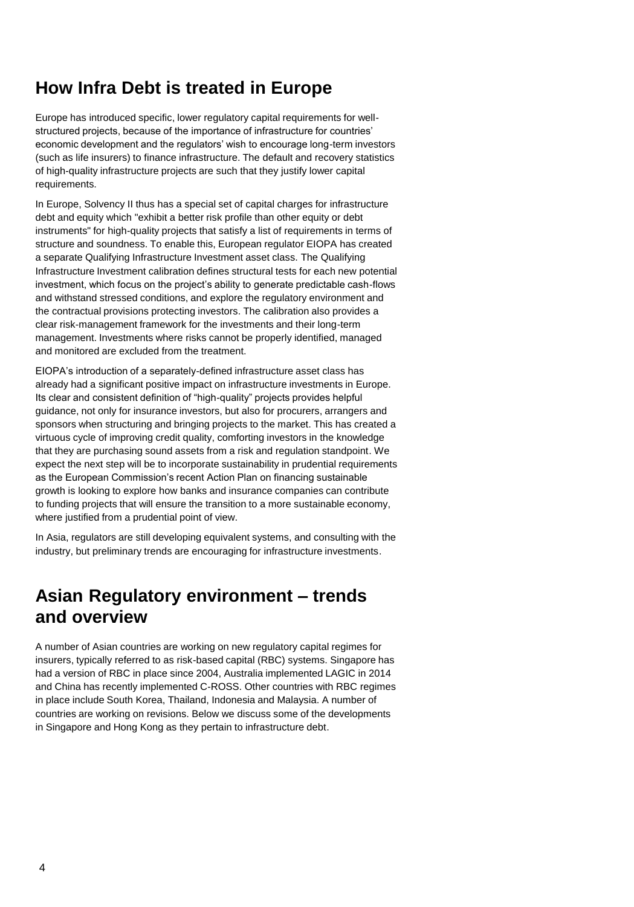## How Infra Debt is treated in Europe

Europe has introduced specific, lower regulatory capital requirements for well-structured projects, because of the importance of infrastructure for countries' economic development and the regulators' wish to encourage long-term investors (such as life insurers) to finance infrastructure. The default and recovery statistics of high-quality infrastructure projects are such that they justify lower capital requirements.

In Europe, Solvency II thus has a special set of capital charges for infrastructure debt and equity which "exhibit a better risk profile than other equity or debt instruments" for high-quality projects that satisfy a list of requirements in terms of structure and soundness. To enable this, European regulator EIOPA has created a separate Qualifying Infrastructure Investment asset class. The Qualifying Infrastructure Investment calibration defines structural tests for each new potential investment, which focus on the project's ability to generate predictable cash-flows and withstand stressed conditions, and explore the regulatory environment and the contractual provisions protecting investors. The calibration also provides a clear risk-management framework for the investments and their long-term management. Investments where risks cannot be properly identified, managed and monitored are excluded from the treatment.

EIOPA's introduction of a separately-defined infrastructure asset class has already had a significant positive impact on infrastructure investments in Europe. Its clear and consistent definition of "high-quality" projects provides helpful guidance, not only for insurance investors, but also for procurers, arrangers and sponsors when structuring and bringing projects to the market. This has created a virtuous cycle of improving credit quality, comforting investors in the knowledge that they are purchasing sound assets from a risk and regulation standpoint. We expect the next step will be to incorporate sustainability in prudential requirements as the European Commission's recent Action Plan on financing sustainable growth is looking to explore how banks and insurance companies can contribute to funding projects that will ensure the transition to a more sustainable economy, where justified from a prudential point of view.

In Asia, regulators are still developing equivalent systems, and consulting with the industry, but preliminary trends are encouraging for infrastructure investments.

## Asian Regulatory environment – trends and overview

A number of Asian countries are working on new regulatory capital regimes for insurers, typically referred to as risk-based capital (RBC) systems. Singapore has had a version of RBC in place since 2004, Australia implemented LAGIC in 2014 and China has recently implemented C-ROSS. Other countries with RBC regimes in place include South Korea, Thailand, Indonesia and Malaysia. A number of countries are working on revisions. Below we discuss some of the developments in Singapore and Hong Kong as they pertain to infrastructure debt.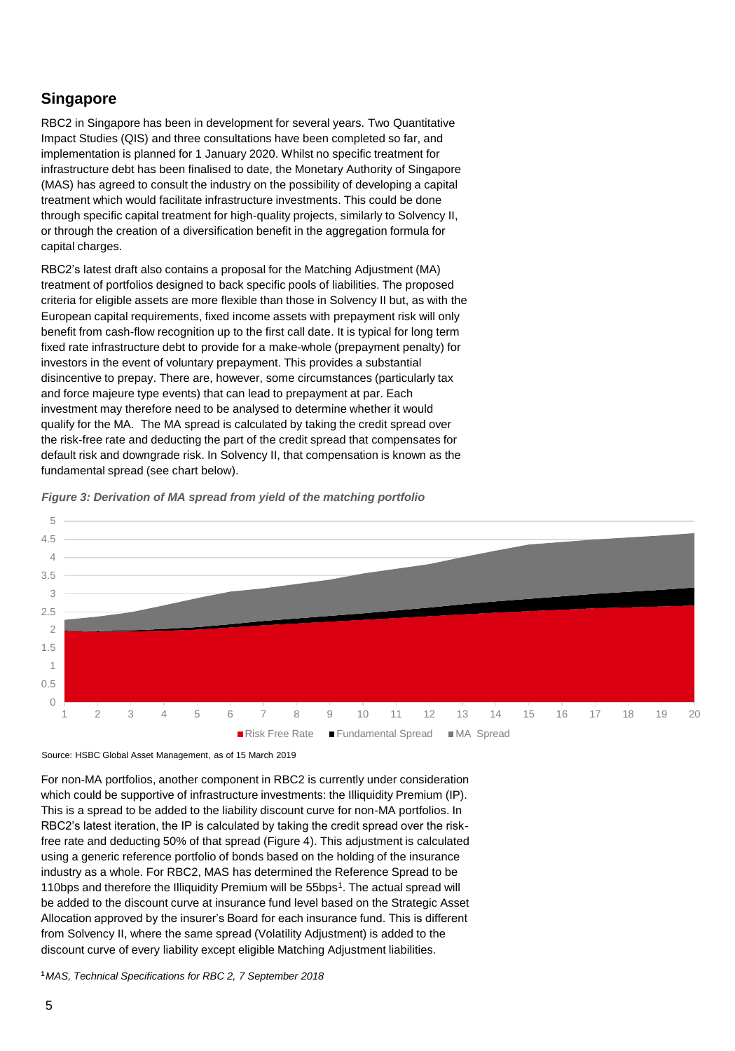## Singapore

RBC2 in Singapore has been in development for several years. Two Quantitative Impact Studies (QIS) and three consultations have been completed so far, and implementation is planned for 1 January 2020. Whilst no specific treatment for infrastructure debt has been finalised to date, the Monetary Authority of Singapore (MAS) has agreed to consult the industry on the possibility of developing a capital treatment which would facilitate infrastructure investments. This could be done through specific capital treatment for high-quality projects, similarly to Solvency II, or through the creation of a diversification benefit in the aggregation formula for capital charges.

RBC2's latest draft also contains a proposal for the Matching Adjustment (MA) treatment of portfolios designed to back specific pools of liabilities. The proposed criteria for eligible assets are more flexible than those in Solvency II but, as with the European capital requirements, fixed income assets with prepayment risk will only benefit from cash-flow recognition up to the first call date. It is typical for long term fixed rate infrastructure debt to provide for a make-whole (prepayment penalty) for investors in the event of voluntary prepayment. This provides a substantial disincentive to prepay. There are, however, some circumstances (particularly tax and force majeure type events) that can lead to prepayment at par. Each investment may therefore need to be analysed to determine whether it would qualify for the MA. The MA spread is calculated by taking the credit spread over the risk-free rate and deducting the part of the credit spread that compensates for default risk and downgrade risk. In Solvency II, that compensation is known as the fundamental spread (see chart below).

*Figure 3: Derivation of MA spread from yield of the matching portfolio*

Source: HSBC Global Asset Management, as of 15 March 2019

For non-MA portfolios, another component in RBC2 is currently under consideration which could be supportive of infrastructure investments: the Illiquidity Premium (IP). This is a spread to be added to the liability discount curve for non-MA portfolios. In RBC2's latest iteration, the IP is calculated by taking the credit spread over the risk-free rate and deducting 50% of that spread (Figure 4). This adjustment is calculated using a generic reference portfolio of bonds based on the holding of the insurance industry as a whole. For RBC2, MAS has determined the Reference Spread to be 110bps and therefore the Illiquidity Premium will be 55bps[1]. The actual spread will be added to the discount curve at insurance fund level based on the Strategic Asset Allocation approved by the insurer's Board for each insurance fund. This is different from Solvency II, where the same spread (Volatility Adjustment) is added to the discount curve of every liability except eligible Matching Adjustment liabilities.

[1] *MAS, Technical Specifications for RBC 2, 7 September 2018*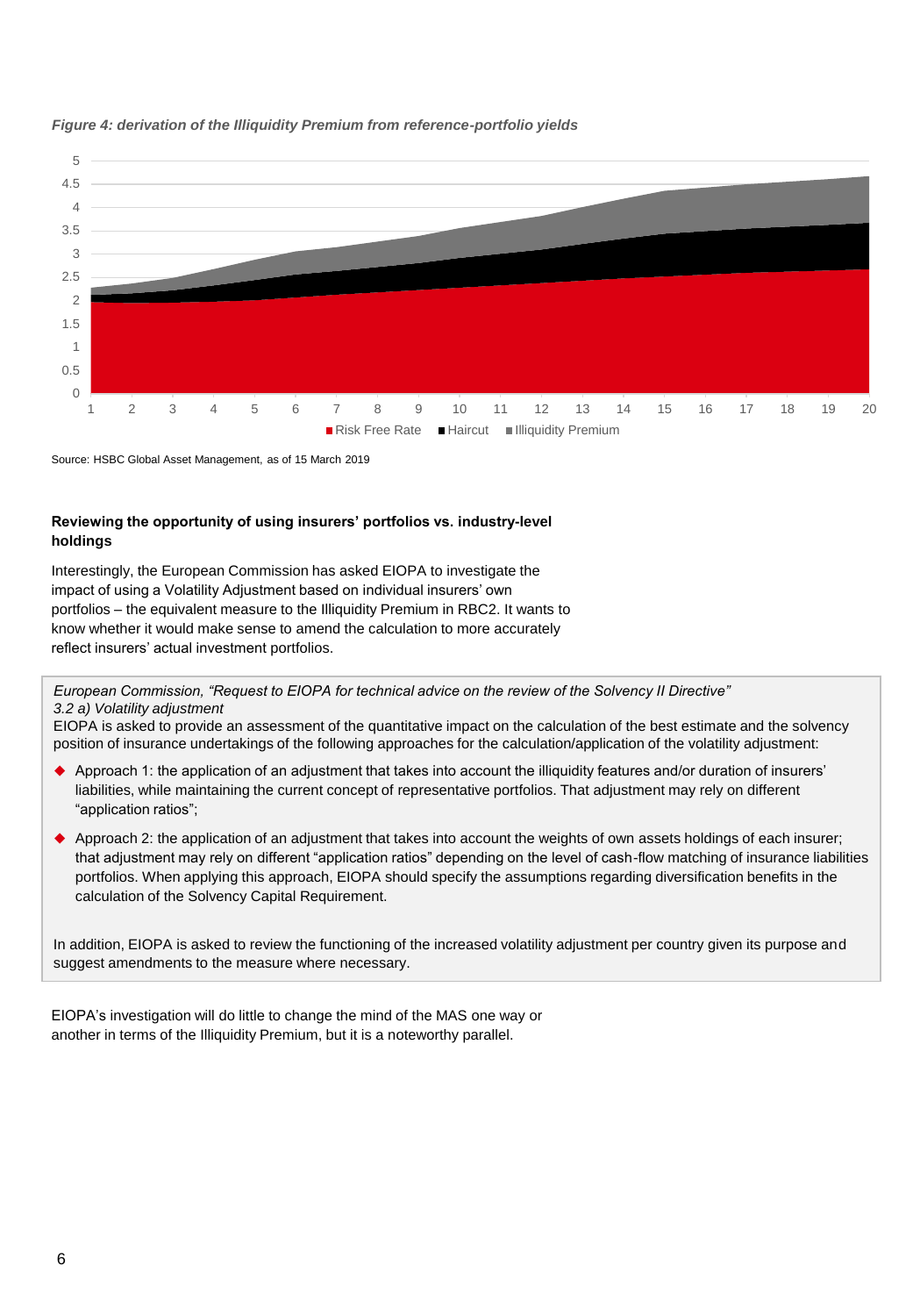*Figure 4: derivation of the Illiquidity Premium from reference-portfolio yields*

Source: HSBC Global Asset Management, as of 15 March 2019

**Reviewing the opportunity of using insurers' portfolios vs. industry-level holdings**

Interestingly, the European Commission has asked EIOPA to investigate the impact of using a Volatility Adjustment based on individual insurers' own portfolios – the equivalent measure to the Illiquidity Premium in RBC2. It wants to know whether it would make sense to amend the calculation to more accurately reflect insurers' actual investment portfolios.

> *European Commission, "Request to EIOPA for technical advice on the review of the Solvency II Directive"*
> *3.2 a) Volatility adjustment*
> EIOPA is asked to provide an assessment of the quantitative impact on the calculation of the best estimate and the solvency position of insurance undertakings of the following approaches for the calculation/application of the volatility adjustment:
>
> - Approach 1: the application of an adjustment that takes into account the illiquidity features and/or duration of insurers' liabilities, while maintaining the current concept of representative portfolios. That adjustment may rely on different "application ratios";
> - Approach 2: the application of an adjustment that takes into account the weights of own assets holdings of each insurer; that adjustment may rely on different "application ratios" depending on the level of cash-flow matching of insurance liabilities portfolios. When applying this approach, EIOPA should specify the assumptions regarding diversification benefits in the calculation of the Solvency Capital Requirement.
>
> In addition, EIOPA is asked to review the functioning of the increased volatility adjustment per country given its purpose and suggest amendments to the measure where necessary.

EIOPA's investigation will do little to change the mind of the MAS one way or another in terms of the Illiquidity Premium, but it is a noteworthy parallel.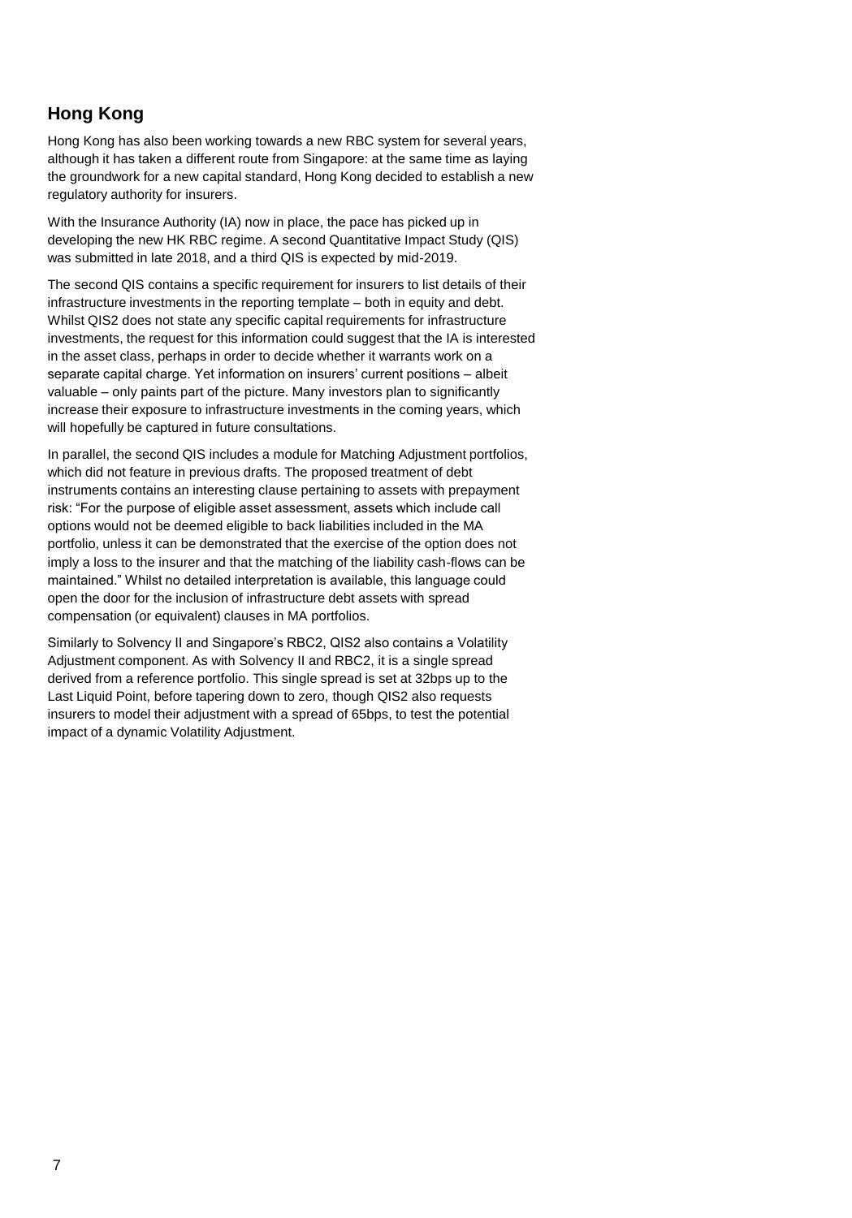## Hong Kong

Hong Kong has also been working towards a new RBC system for several years, although it has taken a different route from Singapore: at the same time as laying the groundwork for a new capital standard, Hong Kong decided to establish a new regulatory authority for insurers.

With the Insurance Authority (IA) now in place, the pace has picked up in developing the new HK RBC regime. A second Quantitative Impact Study (QIS) was submitted in late 2018, and a third QIS is expected by mid-2019.

The second QIS contains a specific requirement for insurers to list details of their infrastructure investments in the reporting template – both in equity and debt. Whilst QIS2 does not state any specific capital requirements for infrastructure investments, the request for this information could suggest that the IA is interested in the asset class, perhaps in order to decide whether it warrants work on a separate capital charge. Yet information on insurers' current positions – albeit valuable – only paints part of the picture. Many investors plan to significantly increase their exposure to infrastructure investments in the coming years, which will hopefully be captured in future consultations.

In parallel, the second QIS includes a module for Matching Adjustment portfolios, which did not feature in previous drafts. The proposed treatment of debt instruments contains an interesting clause pertaining to assets with prepayment risk: "For the purpose of eligible asset assessment, assets which include call options would not be deemed eligible to back liabilities included in the MA portfolio, unless it can be demonstrated that the exercise of the option does not imply a loss to the insurer and that the matching of the liability cash-flows can be maintained." Whilst no detailed interpretation is available, this language could open the door for the inclusion of infrastructure debt assets with spread compensation (or equivalent) clauses in MA portfolios.

Similarly to Solvency II and Singapore's RBC2, QIS2 also contains a Volatility Adjustment component. As with Solvency II and RBC2, it is a single spread derived from a reference portfolio. This single spread is set at 32bps up to the Last Liquid Point, before tapering down to zero, though QIS2 also requests insurers to model their adjustment with a spread of 65bps, to test the potential impact of a dynamic Volatility Adjustment.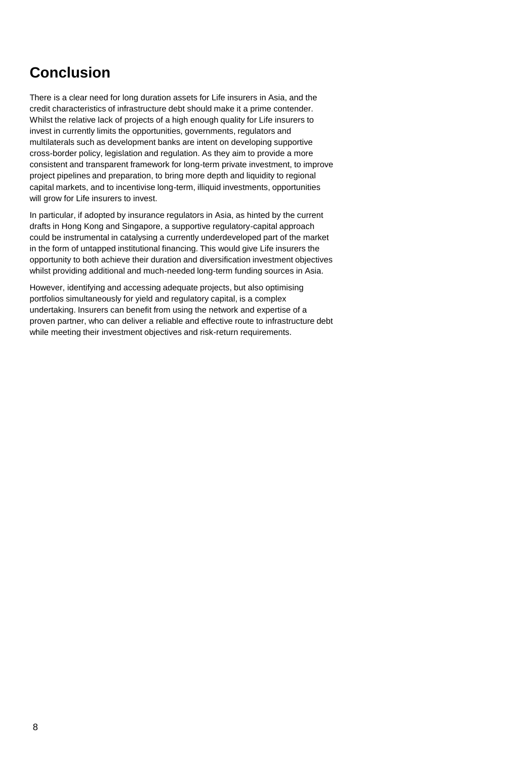## Conclusion

There is a clear need for long duration assets for Life insurers in Asia, and the credit characteristics of infrastructure debt should make it a prime contender. Whilst the relative lack of projects of a high enough quality for Life insurers to invest in currently limits the opportunities, governments, regulators and multilaterals such as development banks are intent on developing supportive cross-border policy, legislation and regulation. As they aim to provide a more consistent and transparent framework for long-term private investment, to improve project pipelines and preparation, to bring more depth and liquidity to regional capital markets, and to incentivise long-term, illiquid investments, opportunities will grow for Life insurers to invest.

In particular, if adopted by insurance regulators in Asia, as hinted by the current drafts in Hong Kong and Singapore, a supportive regulatory-capital approach could be instrumental in catalysing a currently underdeveloped part of the market in the form of untapped institutional financing. This would give Life insurers the opportunity to both achieve their duration and diversification investment objectives whilst providing additional and much-needed long-term funding sources in Asia.

However, identifying and accessing adequate projects, but also optimising portfolios simultaneously for yield and regulatory capital, is a complex undertaking. Insurers can benefit from using the network and expertise of a proven partner, who can deliver a reliable and effective route to infrastructure debt while meeting their investment objectives and risk-return requirements.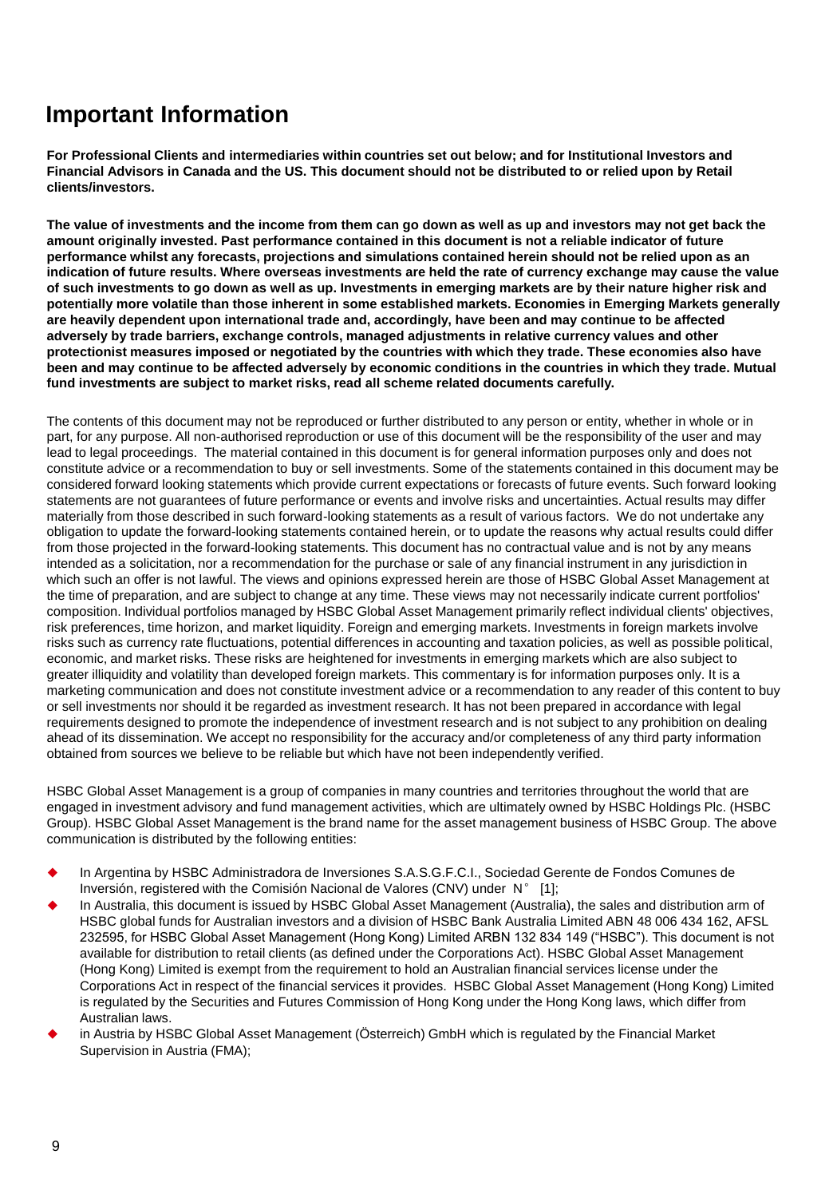# Important Information

**For Professional Clients and intermediaries within countries set out below; and for Institutional Investors and Financial Advisors in Canada and the US. This document should not be distributed to or relied upon by Retail clients/investors.**

**The value of investments and the income from them can go down as well as up and investors may not get back the amount originally invested. Past performance contained in this document is not a reliable indicator of future performance whilst any forecasts, projections and simulations contained herein should not be relied upon as an indication of future results. Where overseas investments are held the rate of currency exchange may cause the value of such investments to go down as well as up. Investments in emerging markets are by their nature higher risk and potentially more volatile than those inherent in some established markets. Economies in Emerging Markets generally are heavily dependent upon international trade and, accordingly, have been and may continue to be affected adversely by trade barriers, exchange controls, managed adjustments in relative currency values and other protectionist measures imposed or negotiated by the countries with which they trade. These economies also have been and may continue to be affected adversely by economic conditions in the countries in which they trade. Mutual fund investments are subject to market risks, read all scheme related documents carefully.**

The contents of this document may not be reproduced or further distributed to any person or entity, whether in whole or in part, for any purpose. All non-authorised reproduction or use of this document will be the responsibility of the user and may lead to legal proceedings. The material contained in this document is for general information purposes only and does not constitute advice or a recommendation to buy or sell investments. Some of the statements contained in this document may be considered forward looking statements which provide current expectations or forecasts of future events. Such forward looking statements are not guarantees of future performance or events and involve risks and uncertainties. Actual results may differ materially from those described in such forward-looking statements as a result of various factors. We do not undertake any obligation to update the forward-looking statements contained herein, or to update the reasons why actual results could differ from those projected in the forward-looking statements. This document has no contractual value and is not by any means intended as a solicitation, nor a recommendation for the purchase or sale of any financial instrument in any jurisdiction in which such an offer is not lawful. The views and opinions expressed herein are those of HSBC Global Asset Management at the time of preparation, and are subject to change at any time. These views may not necessarily indicate current portfolios' composition. Individual portfolios managed by HSBC Global Asset Management primarily reflect individual clients' objectives, risk preferences, time horizon, and market liquidity. Foreign and emerging markets. Investments in foreign markets involve risks such as currency rate fluctuations, potential differences in accounting and taxation policies, as well as possible political, economic, and market risks. These risks are heightened for investments in emerging markets which are also subject to greater illiquidity and volatility than developed foreign markets. This commentary is for information purposes only. It is a marketing communication and does not constitute investment advice or a recommendation to any reader of this content to buy or sell investments nor should it be regarded as investment research. It has not been prepared in accordance with legal requirements designed to promote the independence of investment research and is not subject to any prohibition on dealing ahead of its dissemination. We accept no responsibility for the accuracy and/or completeness of any third party information obtained from sources we believe to be reliable but which have not been independently verified.

HSBC Global Asset Management is a group of companies in many countries and territories throughout the world that are engaged in investment advisory and fund management activities, which are ultimately owned by HSBC Holdings Plc. (HSBC Group). HSBC Global Asset Management is the brand name for the asset management business of HSBC Group. The above communication is distributed by the following entities:

- In Argentina by HSBC Administradora de Inversiones S.A.S.G.F.C.I., Sociedad Gerente de Fondos Comunes de Inversión, registered with the Comisión Nacional de Valores (CNV) under N° [1];
- In Australia, this document is issued by HSBC Global Asset Management (Australia), the sales and distribution arm of HSBC global funds for Australian investors and a division of HSBC Bank Australia Limited ABN 48 006 434 162, AFSL 232595, for HSBC Global Asset Management (Hong Kong) Limited ARBN 132 834 149 ("HSBC"). This document is not available for distribution to retail clients (as defined under the Corporations Act). HSBC Global Asset Management (Hong Kong) Limited is exempt from the requirement to hold an Australian financial services license under the Corporations Act in respect of the financial services it provides. HSBC Global Asset Management (Hong Kong) Limited is regulated by the Securities and Futures Commission of Hong Kong under the Hong Kong laws, which differ from Australian laws.
- in Austria by HSBC Global Asset Management (Österreich) GmbH which is regulated by the Financial Market Supervision in Austria (FMA);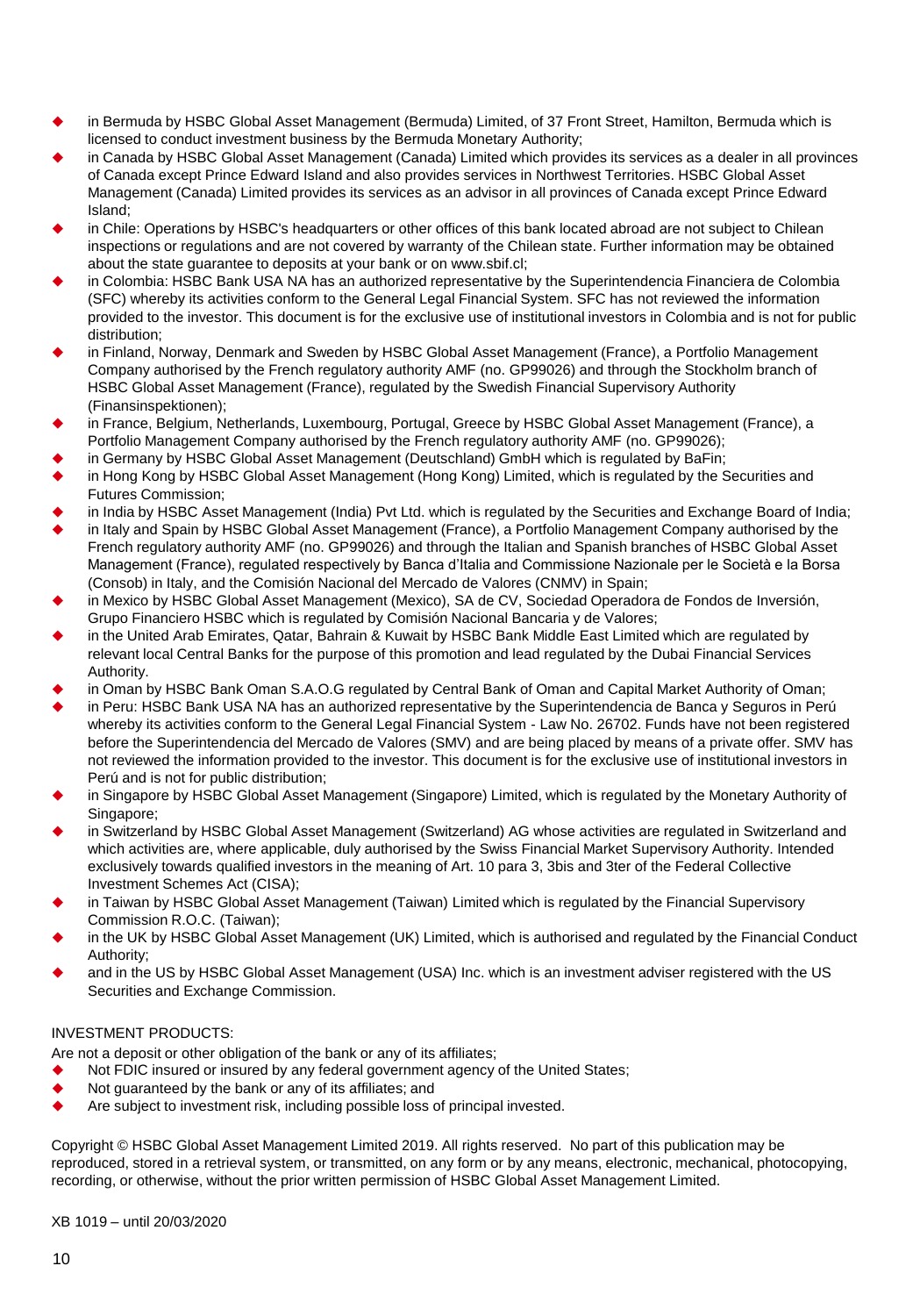- in Bermuda by HSBC Global Asset Management (Bermuda) Limited, of 37 Front Street, Hamilton, Bermuda which is licensed to conduct investment business by the Bermuda Monetary Authority;
- in Canada by HSBC Global Asset Management (Canada) Limited which provides its services as a dealer in all provinces of Canada except Prince Edward Island and also provides services in Northwest Territories. HSBC Global Asset Management (Canada) Limited provides its services as an advisor in all provinces of Canada except Prince Edward Island;
- in Chile: Operations by HSBC's headquarters or other offices of this bank located abroad are not subject to Chilean inspections or regulations and are not covered by warranty of the Chilean state. Further information may be obtained about the state guarantee to deposits at your bank or on www.sbif.cl;
- in Colombia: HSBC Bank USA NA has an authorized representative by the Superintendencia Financiera de Colombia (SFC) whereby its activities conform to the General Legal Financial System. SFC has not reviewed the information provided to the investor. This document is for the exclusive use of institutional investors in Colombia and is not for public distribution;
- in Finland, Norway, Denmark and Sweden by HSBC Global Asset Management (France), a Portfolio Management Company authorised by the French regulatory authority AMF (no. GP99026) and through the Stockholm branch of HSBC Global Asset Management (France), regulated by the Swedish Financial Supervisory Authority (Finansinspektionen);
- in France, Belgium, Netherlands, Luxembourg, Portugal, Greece by HSBC Global Asset Management (France), a Portfolio Management Company authorised by the French regulatory authority AMF (no. GP99026);
- in Germany by HSBC Global Asset Management (Deutschland) GmbH which is regulated by BaFin;
- in Hong Kong by HSBC Global Asset Management (Hong Kong) Limited, which is regulated by the Securities and Futures Commission;
- in India by HSBC Asset Management (India) Pvt Ltd. which is regulated by the Securities and Exchange Board of India;
- in Italy and Spain by HSBC Global Asset Management (France), a Portfolio Management Company authorised by the French regulatory authority AMF (no. GP99026) and through the Italian and Spanish branches of HSBC Global Asset Management (France), regulated respectively by Banca d'Italia and Commissione Nazionale per le Società e la Borsa (Consob) in Italy, and the Comisión Nacional del Mercado de Valores (CNMV) in Spain;
- in Mexico by HSBC Global Asset Management (Mexico), SA de CV, Sociedad Operadora de Fondos de Inversión, Grupo Financiero HSBC which is regulated by Comisión Nacional Bancaria y de Valores;
- in the United Arab Emirates, Qatar, Bahrain & Kuwait by HSBC Bank Middle East Limited which are regulated by relevant local Central Banks for the purpose of this promotion and lead regulated by the Dubai Financial Services Authority.
- in Oman by HSBC Bank Oman S.A.O.G regulated by Central Bank of Oman and Capital Market Authority of Oman;
- in Peru: HSBC Bank USA NA has an authorized representative by the Superintendencia de Banca y Seguros in Perú whereby its activities conform to the General Legal Financial System - Law No. 26702. Funds have not been registered before the Superintendencia del Mercado de Valores (SMV) and are being placed by means of a private offer. SMV has not reviewed the information provided to the investor. This document is for the exclusive use of institutional investors in Perú and is not for public distribution;
- in Singapore by HSBC Global Asset Management (Singapore) Limited, which is regulated by the Monetary Authority of Singapore;
- in Switzerland by HSBC Global Asset Management (Switzerland) AG whose activities are regulated in Switzerland and which activities are, where applicable, duly authorised by the Swiss Financial Market Supervisory Authority. Intended exclusively towards qualified investors in the meaning of Art. 10 para 3, 3bis and 3ter of the Federal Collective Investment Schemes Act (CISA);
- in Taiwan by HSBC Global Asset Management (Taiwan) Limited which is regulated by the Financial Supervisory Commission R.O.C. (Taiwan);
- in the UK by HSBC Global Asset Management (UK) Limited, which is authorised and regulated by the Financial Conduct Authority;
- and in the US by HSBC Global Asset Management (USA) Inc. which is an investment adviser registered with the US Securities and Exchange Commission.

INVESTMENT PRODUCTS:

Are not a deposit or other obligation of the bank or any of its affiliates;

- Not FDIC insured or insured by any federal government agency of the United States;
- Not guaranteed by the bank or any of its affiliates; and
- Are subject to investment risk, including possible loss of principal invested.

Copyright © HSBC Global Asset Management Limited 2019. All rights reserved. No part of this publication may be reproduced, stored in a retrieval system, or transmitted, on any form or by any means, electronic, mechanical, photocopying, recording, or otherwise, without the prior written permission of HSBC Global Asset Management Limited.

XB 1019 – until 20/03/2020